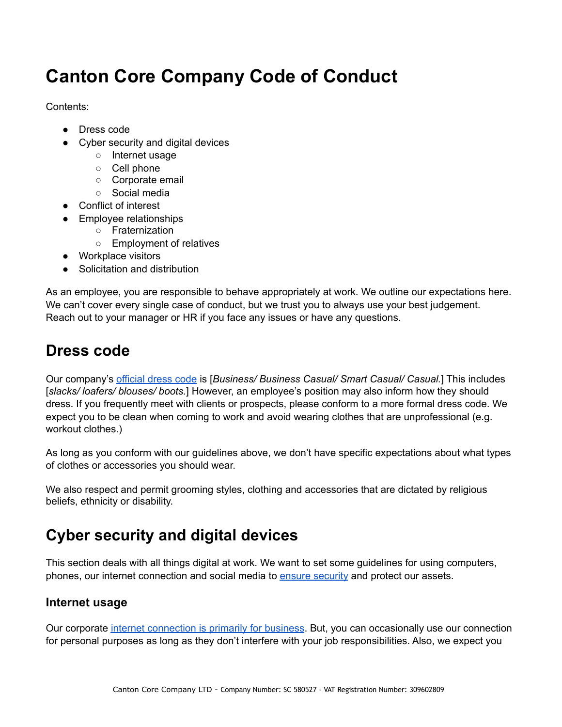# Canton Core Company Code of Conduct

Contents:

- Dress code
- Cyber security and digital devices
  - Internet usage
  - Cell phone
  - Corporate email
  - Social media
- Conflict of interest
- Employee relationships
  - Fraternization
  - Employment of relatives
- Workplace visitors
- Solicitation and distribution

As an employee, you are responsible to behave appropriately at work. We outline our expectations here. We can't cover every single case of conduct, but we trust you to always use your best judgement. Reach out to your manager or HR if you face any issues or have any questions.

## Dress code

Our company's [official dress code]() is [*Business/ Business Casual/ Smart Casual/ Casual.*] This includes [*slacks/ loafers/ blouses/ boots.*] However, an employee's position may also inform how they should dress. If you frequently meet with clients or prospects, please conform to a more formal dress code. We expect you to be clean when coming to work and avoid wearing clothes that are unprofessional (e.g. workout clothes.)

As long as you conform with our guidelines above, we don't have specific expectations about what types of clothes or accessories you should wear.

We also respect and permit grooming styles, clothing and accessories that are dictated by religious beliefs, ethnicity or disability.

## Cyber security and digital devices

This section deals with all things digital at work. We want to set some guidelines for using computers, phones, our internet connection and social media to [ensure security]() and protect our assets.

### Internet usage

Our corporate [internet connection is primarily for business](). But, you can occasionally use our connection for personal purposes as long as they don't interfere with your job responsibilities. Also, we expect you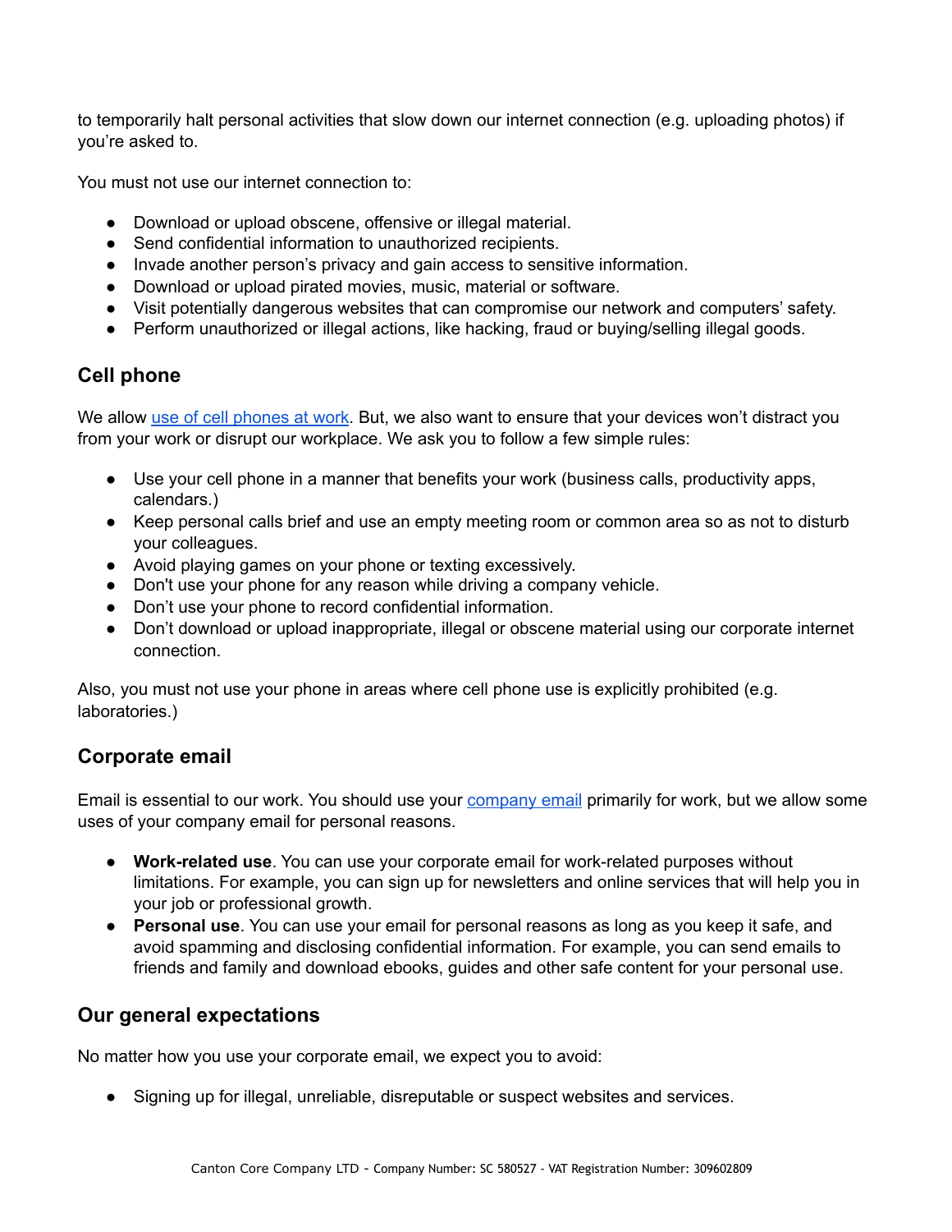to temporarily halt personal activities that slow down our internet connection (e.g. uploading photos) if you're asked to.

You must not use our internet connection to:

- Download or upload obscene, offensive or illegal material.
- Send confidential information to unauthorized recipients.
- Invade another person's privacy and gain access to sensitive information.
- Download or upload pirated movies, music, material or software.
- Visit potentially dangerous websites that can compromise our network and computers' safety.
- Perform unauthorized or illegal actions, like hacking, fraud or buying/selling illegal goods.

## Cell phone

We allow [use of cell phones at work](). But, we also want to ensure that your devices won't distract you from your work or disrupt our workplace. We ask you to follow a few simple rules:

- Use your cell phone in a manner that benefits your work (business calls, productivity apps, calendars.)
- Keep personal calls brief and use an empty meeting room or common area so as not to disturb your colleagues.
- Avoid playing games on your phone or texting excessively.
- Don't use your phone for any reason while driving a company vehicle.
- Don't use your phone to record confidential information.
- Don't download or upload inappropriate, illegal or obscene material using our corporate internet connection.

Also, you must not use your phone in areas where cell phone use is explicitly prohibited (e.g. laboratories.)

## Corporate email

Email is essential to our work. You should use your [company email]() primarily for work, but we allow some uses of your company email for personal reasons.

- **Work-related use**. You can use your corporate email for work-related purposes without limitations. For example, you can sign up for newsletters and online services that will help you in your job or professional growth.
- **Personal use**. You can use your email for personal reasons as long as you keep it safe, and avoid spamming and disclosing confidential information. For example, you can send emails to friends and family and download ebooks, guides and other safe content for your personal use.

## Our general expectations

No matter how you use your corporate email, we expect you to avoid:

- Signing up for illegal, unreliable, disreputable or suspect websites and services.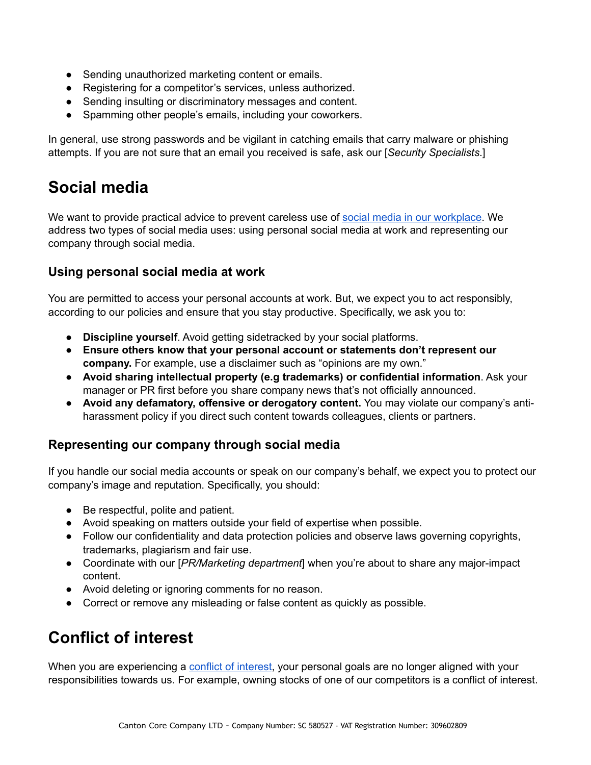- Sending unauthorized marketing content or emails.
- Registering for a competitor's services, unless authorized.
- Sending insulting or discriminatory messages and content.
- Spamming other people's emails, including your coworkers.

In general, use strong passwords and be vigilant in catching emails that carry malware or phishing attempts. If you are not sure that an email you received is safe, ask our [*Security Specialists*.]

# Social media

We want to provide practical advice to prevent careless use of [social media in our workplace](). We address two types of social media uses: using personal social media at work and representing our company through social media.

## Using personal social media at work

You are permitted to access your personal accounts at work. But, we expect you to act responsibly, according to our policies and ensure that you stay productive. Specifically, we ask you to:

- **Discipline yourself**. Avoid getting sidetracked by your social platforms.
- **Ensure others know that your personal account or statements don't represent our company.** For example, use a disclaimer such as "opinions are my own."
- **Avoid sharing intellectual property (e.g trademarks) or confidential information**. Ask your manager or PR first before you share company news that's not officially announced.
- **Avoid any defamatory, offensive or derogatory content.** You may violate our company's anti-harassment policy if you direct such content towards colleagues, clients or partners.

## Representing our company through social media

If you handle our social media accounts or speak on our company's behalf, we expect you to protect our company's image and reputation. Specifically, you should:

- Be respectful, polite and patient.
- Avoid speaking on matters outside your field of expertise when possible.
- Follow our confidentiality and data protection policies and observe laws governing copyrights, trademarks, plagiarism and fair use.
- Coordinate with our [*PR/Marketing department*] when you're about to share any major-impact content.
- Avoid deleting or ignoring comments for no reason.
- Correct or remove any misleading or false content as quickly as possible.

# Conflict of interest

When you are experiencing a [conflict of interest](), your personal goals are no longer aligned with your responsibilities towards us. For example, owning stocks of one of our competitors is a conflict of interest.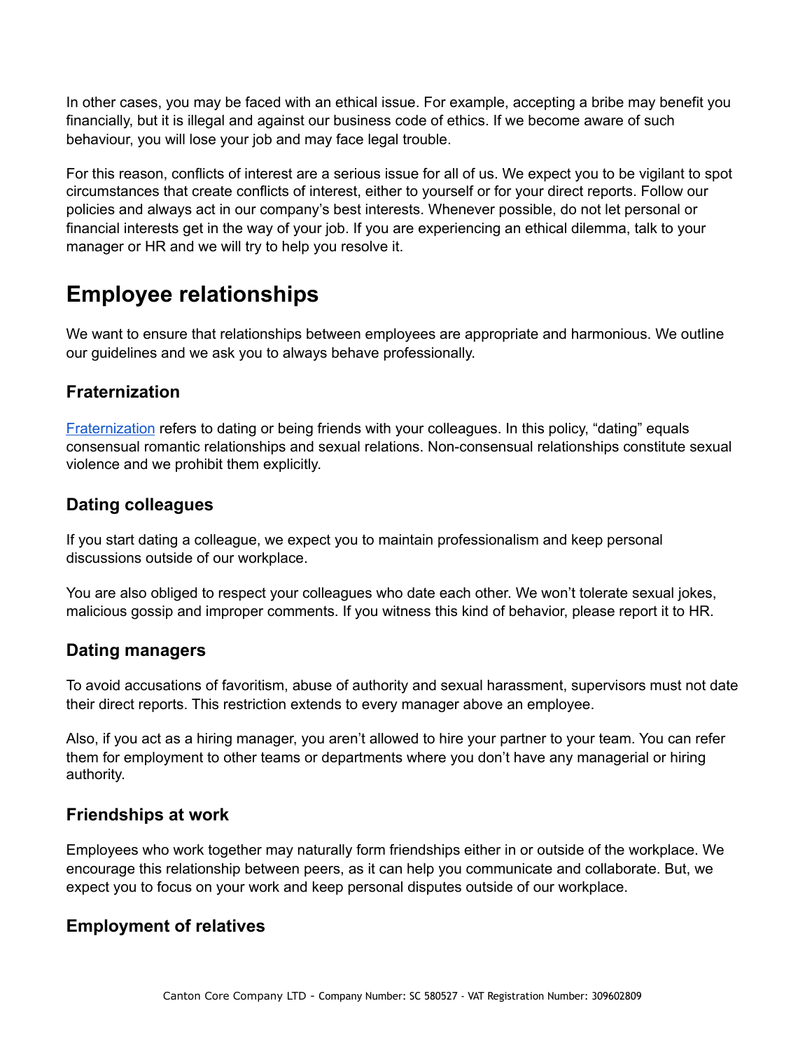In other cases, you may be faced with an ethical issue. For example, accepting a bribe may benefit you financially, but it is illegal and against our business code of ethics. If we become aware of such behaviour, you will lose your job and may face legal trouble.

For this reason, conflicts of interest are a serious issue for all of us. We expect you to be vigilant to spot circumstances that create conflicts of interest, either to yourself or for your direct reports. Follow our policies and always act in our company's best interests. Whenever possible, do not let personal or financial interests get in the way of your job. If you are experiencing an ethical dilemma, talk to your manager or HR and we will try to help you resolve it.

# Employee relationships

We want to ensure that relationships between employees are appropriate and harmonious. We outline our guidelines and we ask you to always behave professionally.

## Fraternization

Fraternization refers to dating or being friends with your colleagues. In this policy, "dating" equals consensual romantic relationships and sexual relations. Non-consensual relationships constitute sexual violence and we prohibit them explicitly.

## Dating colleagues

If you start dating a colleague, we expect you to maintain professionalism and keep personal discussions outside of our workplace.

You are also obliged to respect your colleagues who date each other. We won't tolerate sexual jokes, malicious gossip and improper comments. If you witness this kind of behavior, please report it to HR.

## Dating managers

To avoid accusations of favoritism, abuse of authority and sexual harassment, supervisors must not date their direct reports. This restriction extends to every manager above an employee.

Also, if you act as a hiring manager, you aren't allowed to hire your partner to your team. You can refer them for employment to other teams or departments where you don't have any managerial or hiring authority.

## Friendships at work

Employees who work together may naturally form friendships either in or outside of the workplace. We encourage this relationship between peers, as it can help you communicate and collaborate. But, we expect you to focus on your work and keep personal disputes outside of our workplace.

## Employment of relatives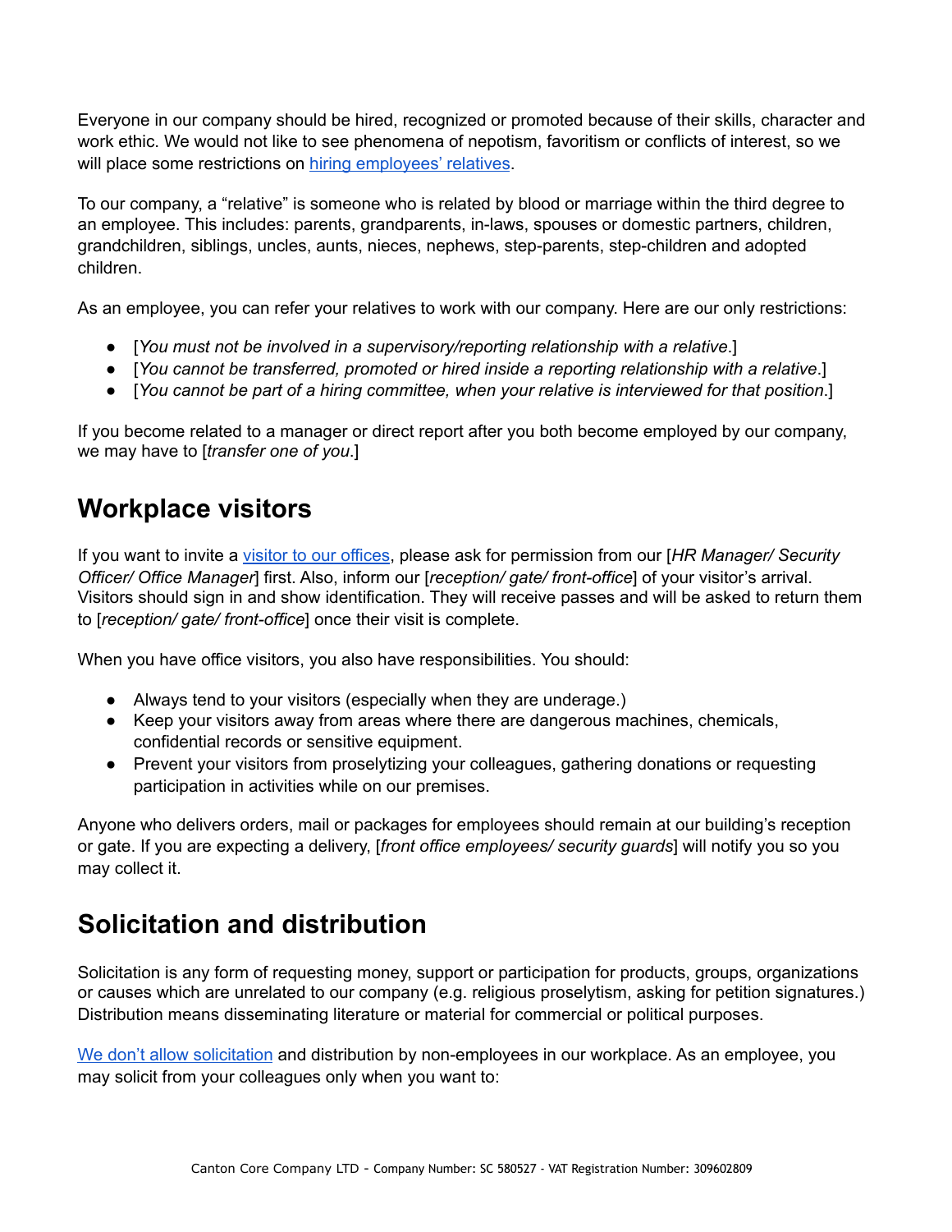Everyone in our company should be hired, recognized or promoted because of their skills, character and work ethic. We would not like to see phenomena of nepotism, favoritism or conflicts of interest, so we will place some restrictions on [hiring employees' relatives](#).

To our company, a "relative" is someone who is related by blood or marriage within the third degree to an employee. This includes: parents, grandparents, in-laws, spouses or domestic partners, children, grandchildren, siblings, uncles, aunts, nieces, nephews, step-parents, step-children and adopted children.

As an employee, you can refer your relatives to work with our company. Here are our only restrictions:

- [*You must not be involved in a supervisory/reporting relationship with a relative*.]
- [*You cannot be transferred, promoted or hired inside a reporting relationship with a relative*.]
- [*You cannot be part of a hiring committee, when your relative is interviewed for that position*.]

If you become related to a manager or direct report after you both become employed by our company, we may have to [*transfer one of you*.]

## Workplace visitors

If you want to invite a [visitor to our offices](#), please ask for permission from our [*HR Manager/ Security Officer/ Office Manager*] first. Also, inform our [*reception/ gate/ front-office*] of your visitor's arrival. Visitors should sign in and show identification. They will receive passes and will be asked to return them to [*reception/ gate/ front-office*] once their visit is complete.

When you have office visitors, you also have responsibilities. You should:

- Always tend to your visitors (especially when they are underage.)
- Keep your visitors away from areas where there are dangerous machines, chemicals, confidential records or sensitive equipment.
- Prevent your visitors from proselytizing your colleagues, gathering donations or requesting participation in activities while on our premises.

Anyone who delivers orders, mail or packages for employees should remain at our building's reception or gate. If you are expecting a delivery, [*front office employees/ security guards*] will notify you so you may collect it.

## Solicitation and distribution

Solicitation is any form of requesting money, support or participation for products, groups, organizations or causes which are unrelated to our company (e.g. religious proselytism, asking for petition signatures.) Distribution means disseminating literature or material for commercial or political purposes.

[We don't allow solicitation](#) and distribution by non-employees in our workplace. As an employee, you may solicit from your colleagues only when you want to: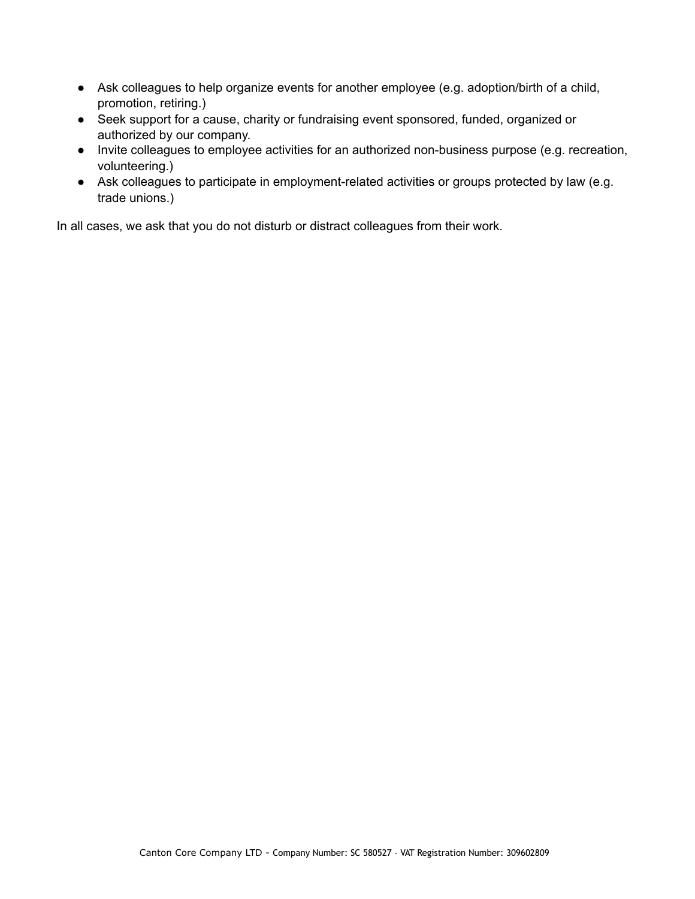- Ask colleagues to help organize events for another employee (e.g. adoption/birth of a child, promotion, retiring.)
- Seek support for a cause, charity or fundraising event sponsored, funded, organized or authorized by our company.
- Invite colleagues to employee activities for an authorized non-business purpose (e.g. recreation, volunteering.)
- Ask colleagues to participate in employment-related activities or groups protected by law (e.g. trade unions.)

In all cases, we ask that you do not disturb or distract colleagues from their work.